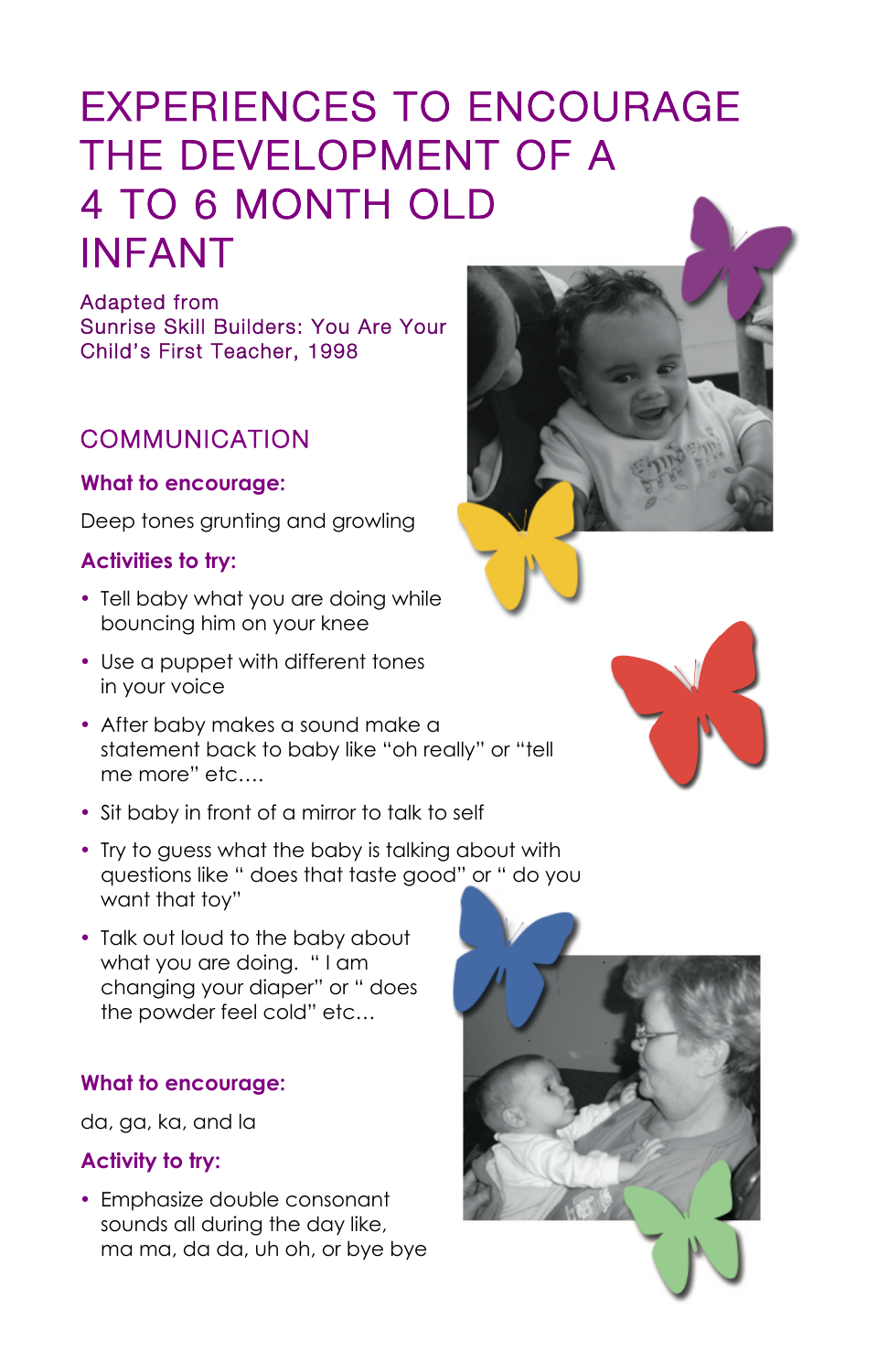# EXPERIENCES TO ENCOURAGE THE DEVELOPMENT OF A 4 TO 6 MONTH OLD INFANT

Adapted from
Sunrise Skill Builders: You Are Your Child's First Teacher, 1998

## COMMUNICATION

### What to encourage:

Deep tones grunting and growling

### Activities to try:

- Tell baby what you are doing while bouncing him on your knee
- Use a puppet with different tones in your voice
- After baby makes a sound make a statement back to baby like "oh really" or "tell me more" etc....
- Sit baby in front of a mirror to talk to self
- Try to guess what the baby is talking about with questions like " does that taste good" or " do you want that toy"
- Talk out loud to the baby about what you are doing. " I am changing your diaper" or " does the powder feel cold" etc...

### What to encourage:

da, ga, ka, and la

### Activity to try:

- Emphasize double consonant sounds all during the day like, ma ma, da da, uh oh, or bye bye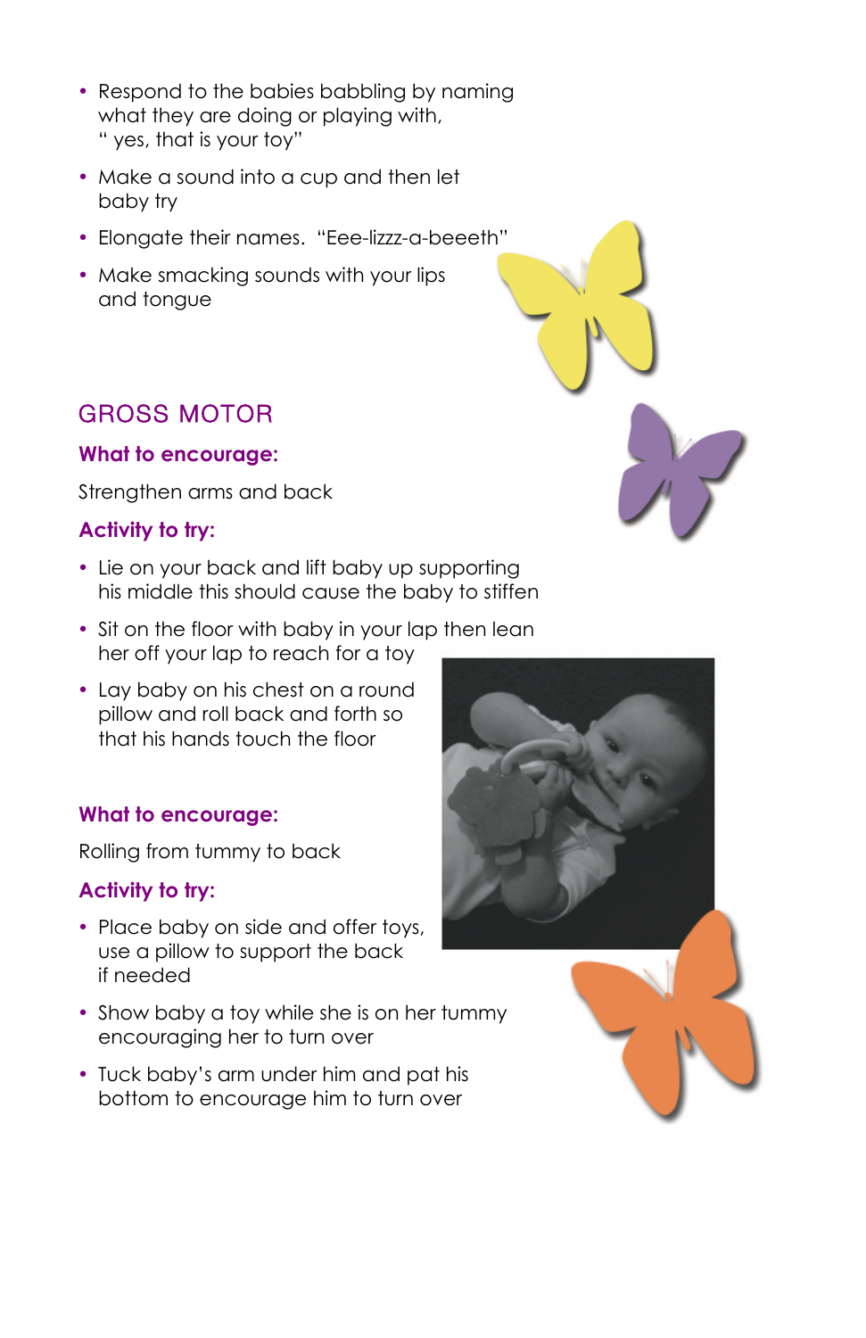- Respond to the babies babbling by naming what they are doing or playing with, " yes, that is your toy"
- Make a sound into a cup and then let baby try
- Elongate their names. "Eee-lizzz-a-beeeth"
- Make smacking sounds with your lips and tongue

## GROSS MOTOR

### What to encourage:

Strengthen arms and back

### Activity to try:

- Lie on your back and lift baby up supporting his middle this should cause the baby to stiffen
- Sit on the floor with baby in your lap then lean her off your lap to reach for a toy
- Lay baby on his chest on a round pillow and roll back and forth so that his hands touch the floor

### What to encourage:

Rolling from tummy to back

### Activity to try:

- Place baby on side and offer toys, use a pillow to support the back if needed
- Show baby a toy while she is on her tummy encouraging her to turn over
- Tuck baby's arm under him and pat his bottom to encourage him to turn over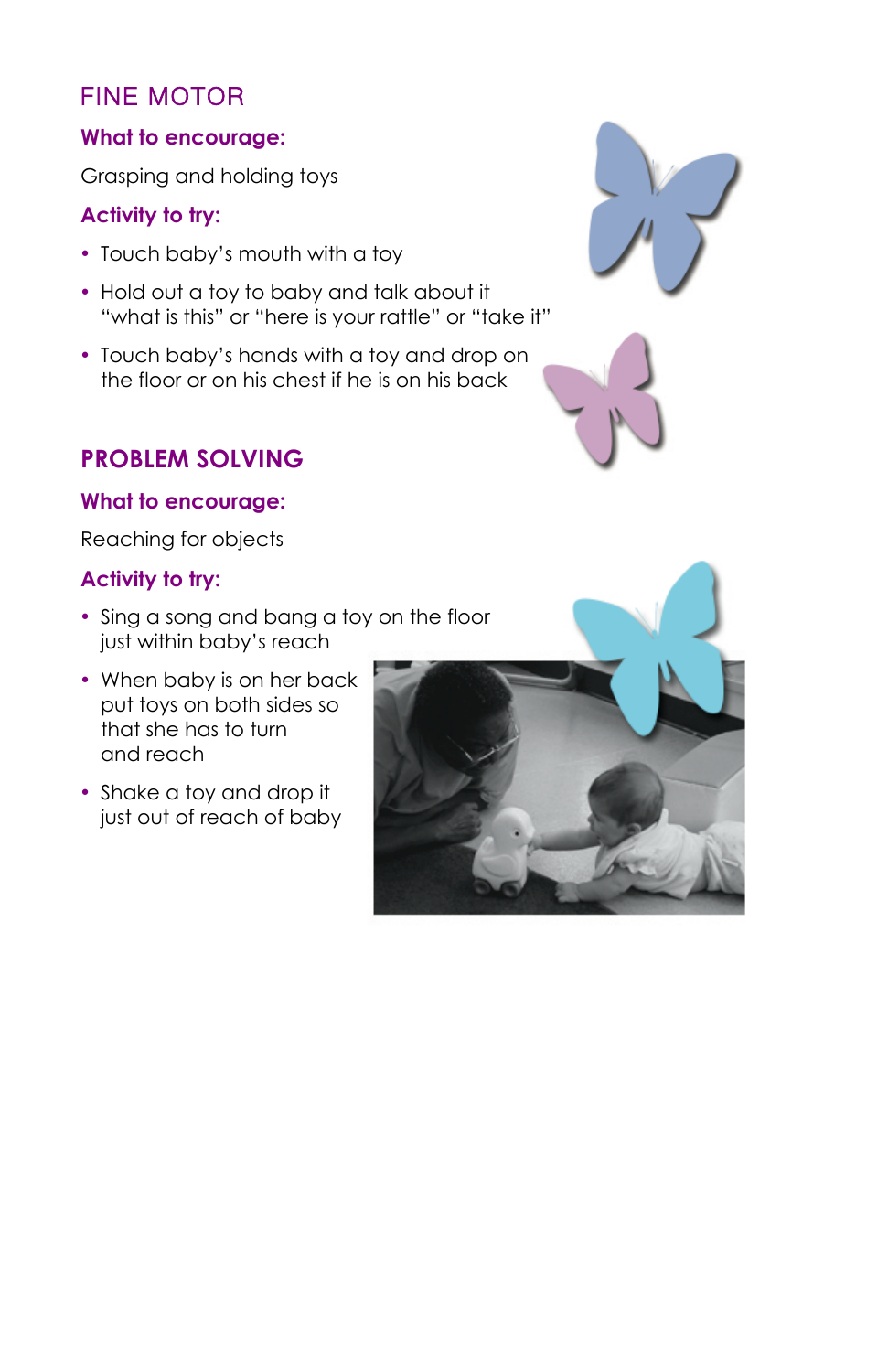## FINE MOTOR

### What to encourage:

Grasping and holding toys

### Activity to try:

- Touch baby's mouth with a toy
- Hold out a toy to baby and talk about it "what is this" or "here is your rattle" or "take it"
- Touch baby's hands with a toy and drop on the floor or on his chest if he is on his back

## PROBLEM SOLVING

### What to encourage:

Reaching for objects

### Activity to try:

- Sing a song and bang a toy on the floor just within baby's reach
- When baby is on her back put toys on both sides so that she has to turn and reach
- Shake a toy and drop it just out of reach of baby